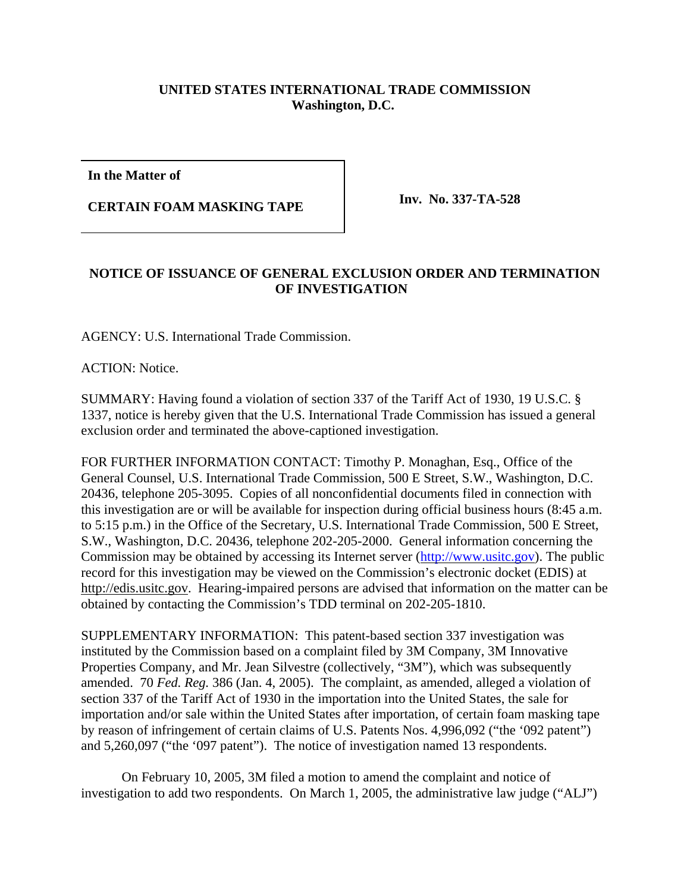**UNITED STATES INTERNATIONAL TRADE COMMISSION**
**Washington, D.C.**

| **In the Matter of**<br><br>**CERTAIN FOAM MASKING TAPE** | **Inv. No. 337-TA-528** |
|---|---|

## NOTICE OF ISSUANCE OF GENERAL EXCLUSION ORDER AND TERMINATION OF INVESTIGATION

AGENCY: U.S. International Trade Commission.

ACTION: Notice.

SUMMARY: Having found a violation of section 337 of the Tariff Act of 1930, 19 U.S.C. § 1337, notice is hereby given that the U.S. International Trade Commission has issued a general exclusion order and terminated the above-captioned investigation.

FOR FURTHER INFORMATION CONTACT: Timothy P. Monaghan, Esq., Office of the General Counsel, U.S. International Trade Commission, 500 E Street, S.W., Washington, D.C. 20436, telephone 205-3095. Copies of all nonconfidential documents filed in connection with this investigation are or will be available for inspection during official business hours (8:45 a.m. to 5:15 p.m.) in the Office of the Secretary, U.S. International Trade Commission, 500 E Street, S.W., Washington, D.C. 20436, telephone 202-205-2000. General information concerning the Commission may be obtained by accessing its Internet server (http://www.usitc.gov). The public record for this investigation may be viewed on the Commission's electronic docket (EDIS) at http://edis.usitc.gov. Hearing-impaired persons are advised that information on the matter can be obtained by contacting the Commission's TDD terminal on 202-205-1810.

SUPPLEMENTARY INFORMATION: This patent-based section 337 investigation was instituted by the Commission based on a complaint filed by 3M Company, 3M Innovative Properties Company, and Mr. Jean Silvestre (collectively, "3M"), which was subsequently amended. 70 *Fed. Reg.* 386 (Jan. 4, 2005). The complaint, as amended, alleged a violation of section 337 of the Tariff Act of 1930 in the importation into the United States, the sale for importation and/or sale within the United States after importation, of certain foam masking tape by reason of infringement of certain claims of U.S. Patents Nos. 4,996,092 ("the '092 patent") and 5,260,097 ("the '097 patent"). The notice of investigation named 13 respondents.

On February 10, 2005, 3M filed a motion to amend the complaint and notice of investigation to add two respondents. On March 1, 2005, the administrative law judge ("ALJ")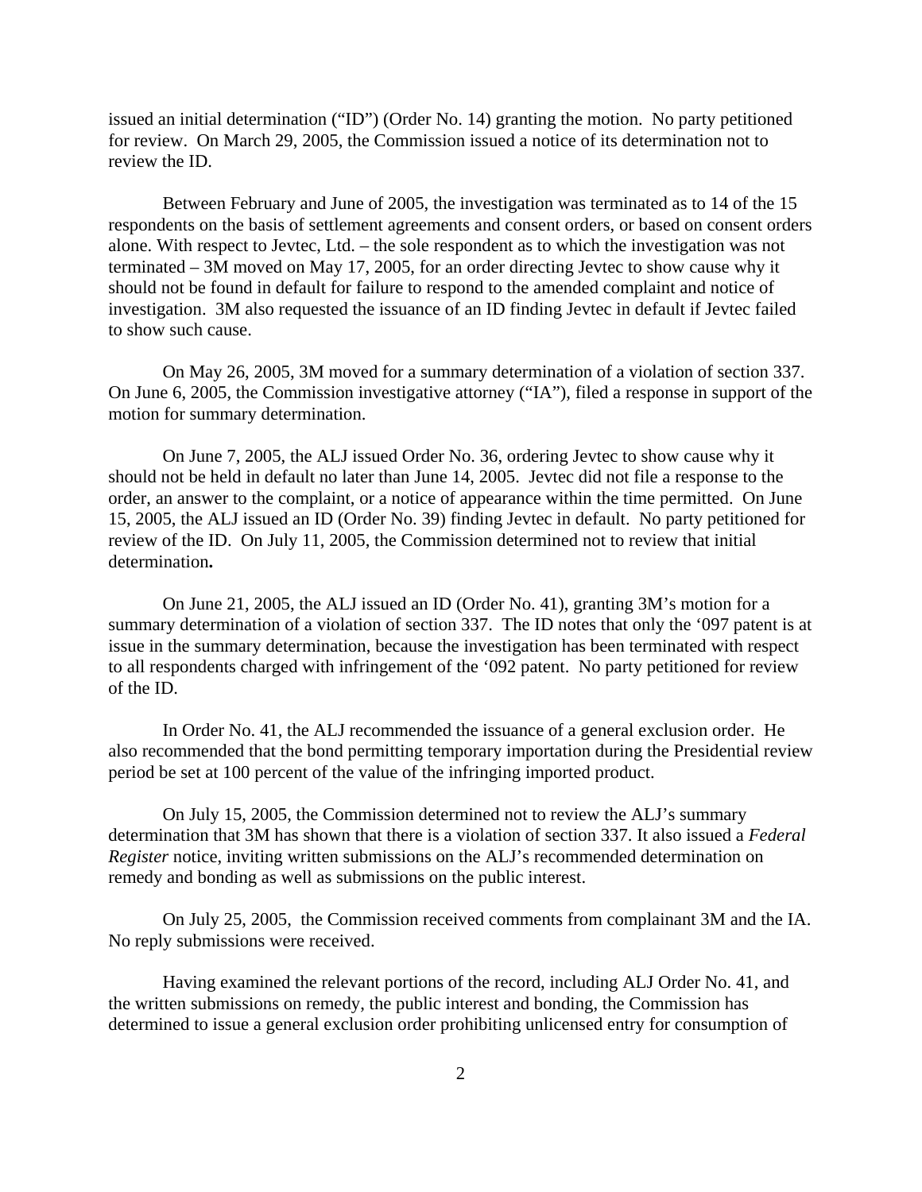issued an initial determination ("ID") (Order No. 14) granting the motion. No party petitioned for review. On March 29, 2005, the Commission issued a notice of its determination not to review the ID.

Between February and June of 2005, the investigation was terminated as to 14 of the 15 respondents on the basis of settlement agreements and consent orders, or based on consent orders alone. With respect to Jevtec, Ltd. – the sole respondent as to which the investigation was not terminated – 3M moved on May 17, 2005, for an order directing Jevtec to show cause why it should not be found in default for failure to respond to the amended complaint and notice of investigation. 3M also requested the issuance of an ID finding Jevtec in default if Jevtec failed to show such cause.

On May 26, 2005, 3M moved for a summary determination of a violation of section 337. On June 6, 2005, the Commission investigative attorney ("IA"), filed a response in support of the motion for summary determination.

On June 7, 2005, the ALJ issued Order No. 36, ordering Jevtec to show cause why it should not be held in default no later than June 14, 2005. Jevtec did not file a response to the order, an answer to the complaint, or a notice of appearance within the time permitted. On June 15, 2005, the ALJ issued an ID (Order No. 39) finding Jevtec in default. No party petitioned for review of the ID. On July 11, 2005, the Commission determined not to review that initial determination**.**

On June 21, 2005, the ALJ issued an ID (Order No. 41), granting 3M's motion for a summary determination of a violation of section 337. The ID notes that only the '097 patent is at issue in the summary determination, because the investigation has been terminated with respect to all respondents charged with infringement of the '092 patent. No party petitioned for review of the ID.

In Order No. 41, the ALJ recommended the issuance of a general exclusion order. He also recommended that the bond permitting temporary importation during the Presidential review period be set at 100 percent of the value of the infringing imported product.

On July 15, 2005, the Commission determined not to review the ALJ's summary determination that 3M has shown that there is a violation of section 337. It also issued a *Federal Register* notice, inviting written submissions on the ALJ's recommended determination on remedy and bonding as well as submissions on the public interest.

On July 25, 2005, the Commission received comments from complainant 3M and the IA. No reply submissions were received.

Having examined the relevant portions of the record, including ALJ Order No. 41, and the written submissions on remedy, the public interest and bonding, the Commission has determined to issue a general exclusion order prohibiting unlicensed entry for consumption of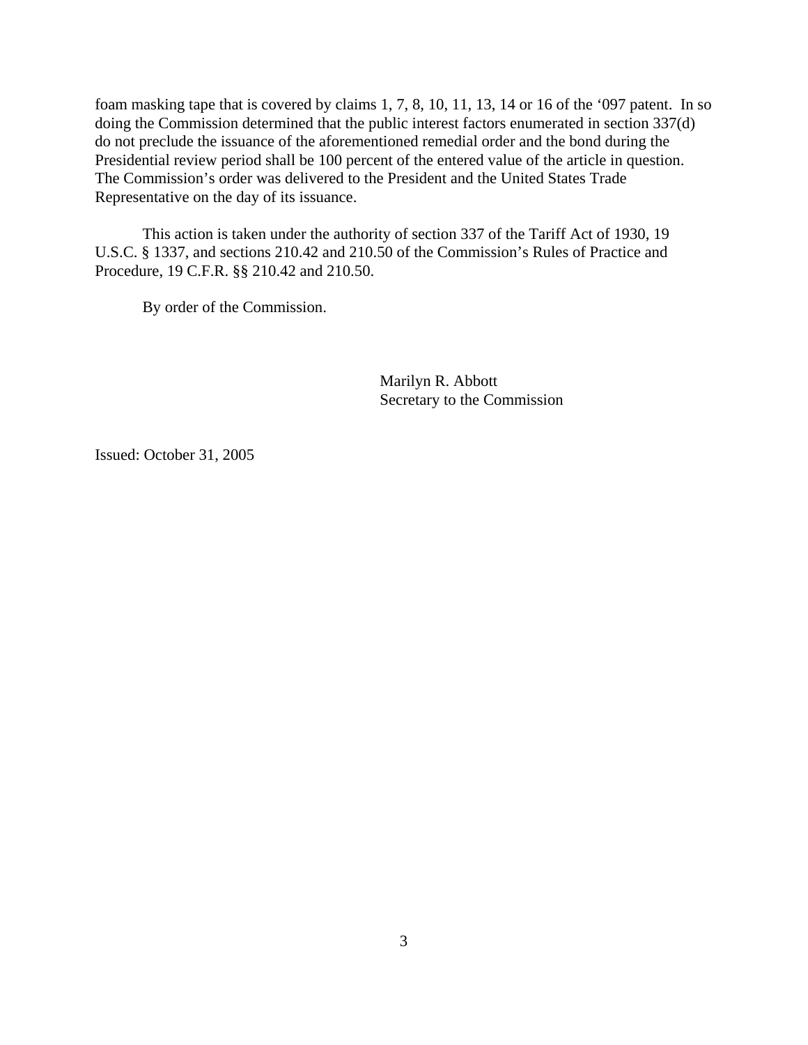foam masking tape that is covered by claims 1, 7, 8, 10, 11, 13, 14 or 16 of the '097 patent. In so doing the Commission determined that the public interest factors enumerated in section 337(d) do not preclude the issuance of the aforementioned remedial order and the bond during the Presidential review period shall be 100 percent of the entered value of the article in question. The Commission's order was delivered to the President and the United States Trade Representative on the day of its issuance.

This action is taken under the authority of section 337 of the Tariff Act of 1930, 19 U.S.C. § 1337, and sections 210.42 and 210.50 of the Commission's Rules of Practice and Procedure, 19 C.F.R. §§ 210.42 and 210.50.

By order of the Commission.

Marilyn R. Abbott
Secretary to the Commission

Issued: October 31, 2005